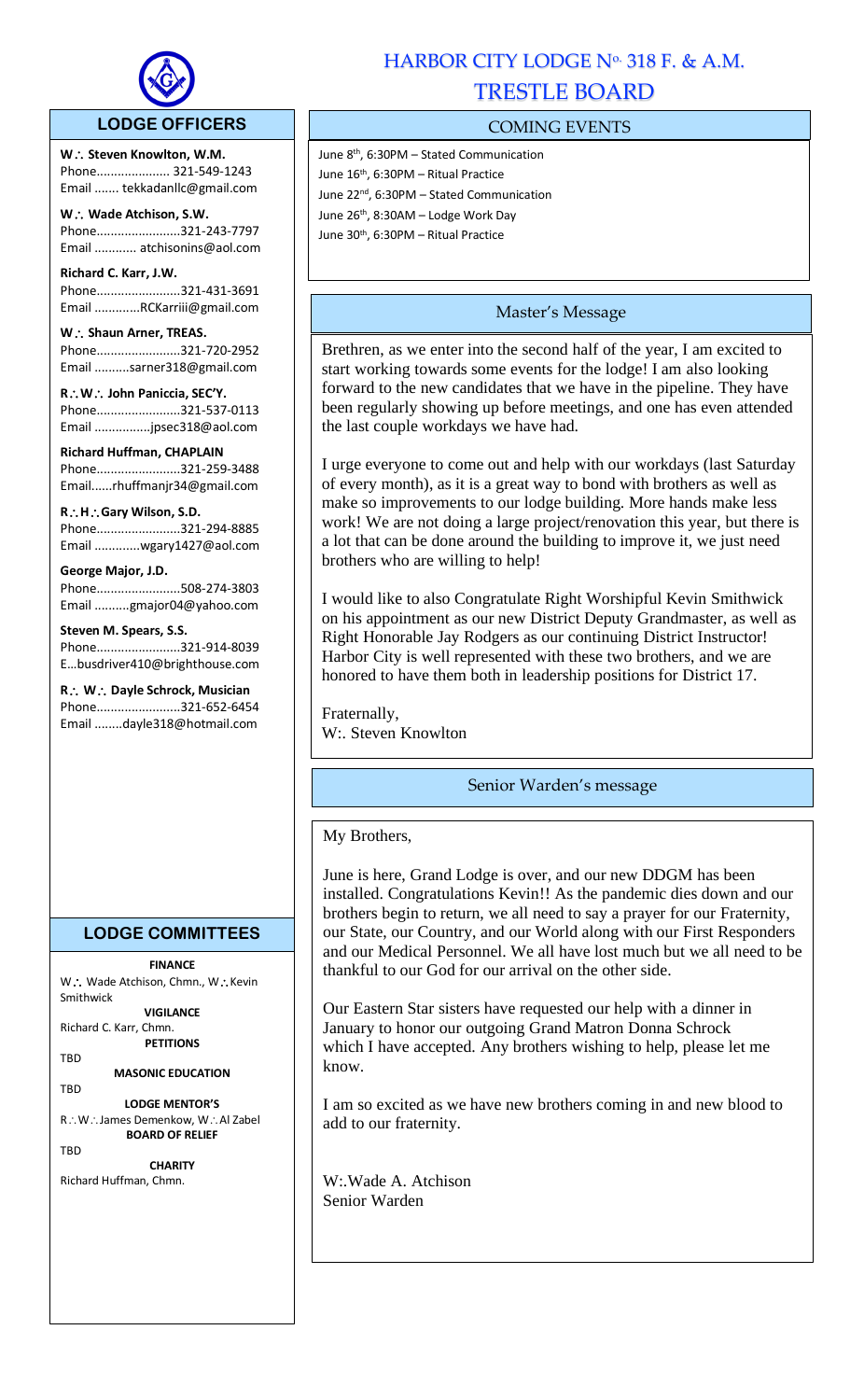# HARBOR CITY LODGE No. 318 F. & A.M.

# TRESTLE BOARD

## LODGE OFFICERS

**W∴ Steven Knowlton, W.M.**
Phone..................... 321-549-1243
Email ....... tekkadanllc@gmail.com

**W∴ Wade Atchison, S.W.**
Phone.......................321-243-7797
Email ............ atchisonins@aol.com

**Richard C. Karr, J.W.**
Phone.......................321-431-3691
Email .............RCKarriii@gmail.com

**W∴ Shaun Arner, TREAS.**
Phone.......................321-720-2952
Email ..........sarner318@gmail.com

**R∴W∴ John Paniccia, SEC'Y.**
Phone.......................321-537-0113
Email ................jpsec318@aol.com

**Richard Huffman, CHAPLAIN**
Phone.......................321-259-3488
Email......rhuffmanjr34@gmail.com

**R∴H∴Gary Wilson, S.D.**
Phone.......................321-294-8885
Email .............wgary1427@aol.com

**George Major, J.D.**
Phone.......................508-274-3803
Email ..........gmajor04@yahoo.com

**Steven M. Spears, S.S.**
Phone.......................321-914-8039
E…busdriver410@brighthouse.com

**R∴ W∴ Dayle Schrock, Musician**
Phone.......................321-652-6454
Email ........dayle318@hotmail.com

## LODGE COMMITTEES

**FINANCE**
W∴ Wade Atchison, Chmn., W∴Kevin Smithwick

**VIGILANCE**
Richard C. Karr, Chmn.

**PETITIONS**
TBD

**MASONIC EDUCATION**
TBD

**LODGE MENTOR'S**
R∴W∴James Demenkow, W∴Al Zabel

**BOARD OF RELIEF**
TBD

**CHARITY**
Richard Huffman, Chmn.

## COMING EVENTS

June 8th, 6:30PM – Stated Communication
June 16th, 6:30PM – Ritual Practice
June 22nd, 6:30PM – Stated Communication
June 26th, 8:30AM – Lodge Work Day
June 30th, 6:30PM – Ritual Practice

## Master's Message

Brethren, as we enter into the second half of the year, I am excited to start working towards some events for the lodge! I am also looking forward to the new candidates that we have in the pipeline. They have been regularly showing up before meetings, and one has even attended the last couple workdays we have had.

I urge everyone to come out and help with our workdays (last Saturday of every month), as it is a great way to bond with brothers as well as make so improvements to our lodge building. More hands make less work! We are not doing a large project/renovation this year, but there is a lot that can be done around the building to improve it, we just need brothers who are willing to help!

I would like to also Congratulate Right Worshipful Kevin Smithwick on his appointment as our new District Deputy Grandmaster, as well as Right Honorable Jay Rodgers as our continuing District Instructor! Harbor City is well represented with these two brothers, and we are honored to have them both in leadership positions for District 17.

Fraternally,
W:. Steven Knowlton

## Senior Warden's message

My Brothers,

June is here, Grand Lodge is over, and our new DDGM has been installed. Congratulations Kevin!! As the pandemic dies down and our brothers begin to return, we all need to say a prayer for our Fraternity, our State, our Country, and our World along with our First Responders and our Medical Personnel. We all have lost much but we all need to be thankful to our God for our arrival on the other side.

Our Eastern Star sisters have requested our help with a dinner in January to honor our outgoing Grand Matron Donna Schrock which I have accepted. Any brothers wishing to help, please let me know.

I am so excited as we have new brothers coming in and new blood to add to our fraternity.

W:.Wade A. Atchison
Senior Warden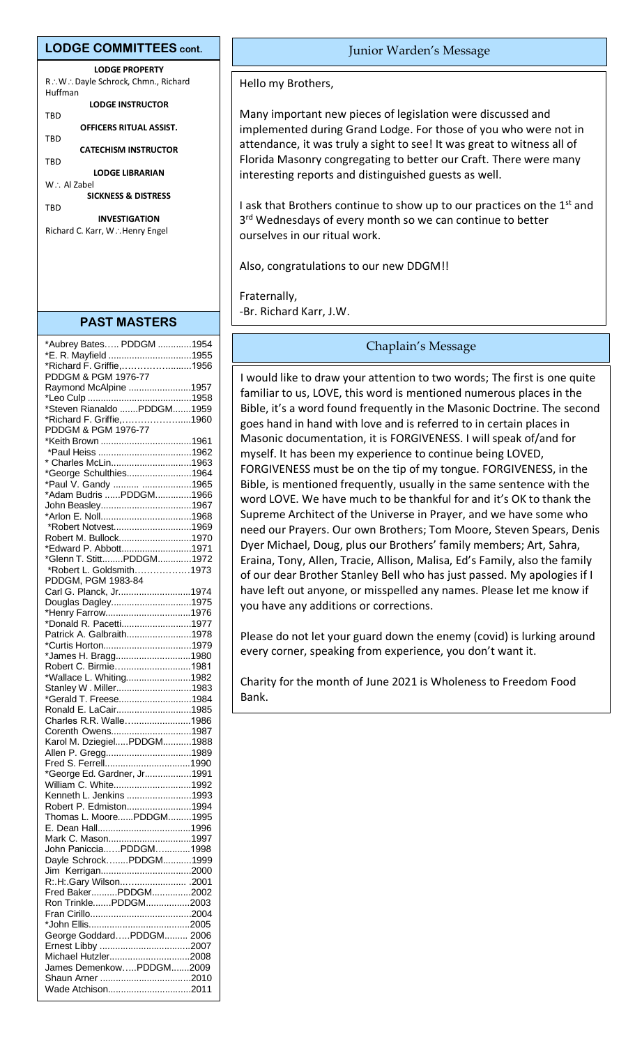## LODGE COMMITTEES cont.

**LODGE PROPERTY**

R∴W∴ Dayle Schrock, Chmn., Richard Huffman

**LODGE INSTRUCTOR**

TBD

**OFFICERS RITUAL ASSIST.**

TBD

**CATECHISM INSTRUCTOR**

TBD

**LODGE LIBRARIAN**

W∴ Al Zabel

**SICKNESS & DISTRESS**

TBD

**INVESTIGATION**

Richard C. Karr, W∴Henry Engel

## PAST MASTERS

| | |
|---|---|
| *Aubrey Bates….. PDDGM | 1954 |
| *E. R. Mayfield | 1955 |
| *Richard F. Griffie, PDDGM & PGM 1976-77 | 1956 |
| Raymond McAlpine | 1957 |
| *Leo Culp | 1958 |
| *Steven Rianaldo PDDGM | 1959 |
| *Richard F. Griffie, PDDGM & PGM 1976-77 | 1960 |
| *Keith Brown | 1961 |
| *Paul Heiss | 1962 |
| * Charles McLin | 1963 |
| *George Schulthies | 1964 |
| *Paul V. Gandy | 1965 |
| *Adam Budris PDDGM | 1966 |
| John Beasley | 1967 |
| *Arlon E. Noll | 1968 |
| *Robert Notvest | 1969 |
| Robert M. Bullock | 1970 |
| *Edward P. Abbott | 1971 |
| *Glenn T. Stitt PDDGM | 1972 |
| *Robert L. Goldsmith PDDGM, PGM 1983-84 | 1973 |
| Carl G. Planck, Jr. | 1974 |
| Douglas Dagley | 1975 |
| *Henry Farrow | 1976 |
| *Donald R. Pacetti | 1977 |
| Patrick A. Galbraith | 1978 |
| *Curtis Horton | 1979 |
| *James H. Bragg | 1980 |
| Robert C. Birmie | 1981 |
| *Wallace L. Whiting | 1982 |
| Stanley W . Miller | 1983 |
| *Gerald T. Freese | 1984 |
| Ronald E. LaCair | 1985 |
| Charles R.R. Walle | 1986 |
| Corenth Owens | 1987 |
| Karol M. Dziegiel PDDGM | 1988 |
| Allen P. Gregg | 1989 |
| Fred S. Ferrell | 1990 |
| *George Ed. Gardner, Jr | 1991 |
| William C. White | 1992 |
| Kenneth L. Jenkins | 1993 |
| Robert P. Edmiston | 1994 |
| Thomas L. Moore PDDGM | 1995 |
| E. Dean Hall | 1996 |
| Mark C. Mason | 1997 |
| John Paniccia PDDGM | 1998 |
| Dayle Schrock PDDGM | 1999 |
| Jim Kerrigan | 2000 |
| R:.H:.Gary Wilson | 2001 |
| Fred Baker PDDGM | 2002 |
| Ron Trinkle PDDGM | 2003 |
| Fran Cirillo | 2004 |
| *John Ellis | 2005 |
| George Goddard PDDGM | 2006 |
| Ernest Libby | 2007 |
| Michael Hutzler | 2008 |
| James Demenkow PDDGM | 2009 |
| Shaun Arner | 2010 |
| Wade Atchison | 2011 |

## Junior Warden's Message

Hello my Brothers,

Many important new pieces of legislation were discussed and implemented during Grand Lodge. For those of you who were not in attendance, it was truly a sight to see! It was great to witness all of Florida Masonry congregating to better our Craft. There were many interesting reports and distinguished guests as well.

I ask that Brothers continue to show up to our practices on the 1st and 3rd Wednesdays of every month so we can continue to better ourselves in our ritual work.

Also, congratulations to our new DDGM!!

Fraternally,

-Br. Richard Karr, J.W.

## Chaplain's Message

I would like to draw your attention to two words; The first is one quite familiar to us, LOVE, this word is mentioned numerous places in the Bible, it's a word found frequently in the Masonic Doctrine. The second goes hand in hand with love and is referred to in certain places in Masonic documentation, it is FORGIVENESS. I will speak of/and for myself. It has been my experience to continue being LOVED, FORGIVENESS must be on the tip of my tongue. FORGIVENESS, in the Bible, is mentioned frequently, usually in the same sentence with the word LOVE. We have much to be thankful for and it's OK to thank the Supreme Architect of the Universe in Prayer, and we have some who need our Prayers. Our own Brothers; Tom Moore, Steven Spears, Denis Dyer Michael, Doug, plus our Brothers' family members; Art, Sahra, Eraina, Tony, Allen, Tracie, Allison, Malisa, Ed's Family, also the family of our dear Brother Stanley Bell who has just passed. My apologies if I have left out anyone, or misspelled any names. Please let me know if you have any additions or corrections.

Please do not let your guard down the enemy (covid) is lurking around every corner, speaking from experience, you don't want it.

Charity for the month of June 2021 is Wholeness to Freedom Food Bank.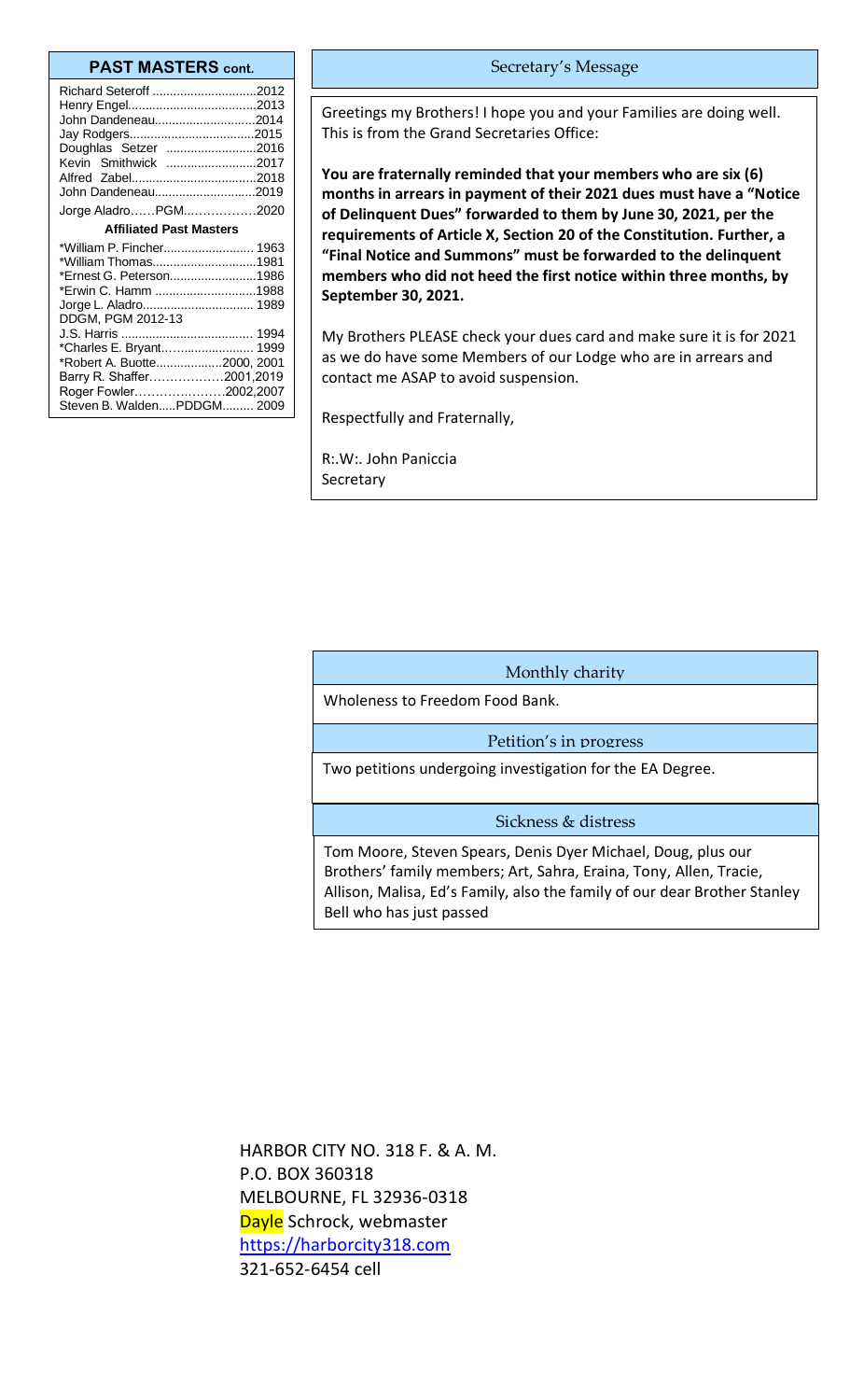## PAST MASTERS cont.

| | |
|---|---|
| Richard Seteroff | 2012 |
| Henry Engel | 2013 |
| John Dandeneau | 2014 |
| Jay Rodgers | 2015 |
| Doughlas Setzer | 2016 |
| Kevin Smithwick | 2017 |
| Alfred Zabel | 2018 |
| John Dandeneau | 2019 |
| Jorge Aladro……PGM | 2020 |

### Affiliated Past Masters

| | |
|---|---|
| *William P. Fincher | 1963 |
| *William Thomas | 1981 |
| *Ernest G. Peterson | 1986 |
| *Erwin C. Hamm | 1988 |
| Jorge L. Aladro | 1989 |
| DDGM, PGM 2012-13 | |
| J.S. Harris | 1994 |
| *Charles E. Bryant | 1999 |
| *Robert A. Buotte | 2000, 2001 |
| Barry R. Shaffer | 2001,2019 |
| Roger Fowler | 2002,2007 |
| Steven B. Walden.....PDDGM | 2009 |

## Secretary's Message

Greetings my Brothers! I hope you and your Families are doing well. This is from the Grand Secretaries Office:

**You are fraternally reminded that your members who are six (6) months in arrears in payment of their 2021 dues must have a "Notice of Delinquent Dues" forwarded to them by June 30, 2021, per the requirements of Article X, Section 20 of the Constitution. Further, a "Final Notice and Summons" must be forwarded to the delinquent members who did not heed the first notice within three months, by September 30, 2021.**

My Brothers PLEASE check your dues card and make sure it is for 2021 as we do have some Members of our Lodge who are in arrears and contact me ASAP to avoid suspension.

Respectfully and Fraternally,

R:.W:. John Paniccia
Secretary

## Monthly charity

Wholeness to Freedom Food Bank.

## Petition's in progress

Two petitions undergoing investigation for the EA Degree.

## Sickness & distress

Tom Moore, Steven Spears, Denis Dyer Michael, Doug, plus our Brothers' family members; Art, Sahra, Eraina, Tony, Allen, Tracie, Allison, Malisa, Ed's Family, also the family of our dear Brother Stanley Bell who has just passed

HARBOR CITY NO. 318 F. & A. M.
P.O. BOX 360318
MELBOURNE, FL 32936-0318
Dayle Schrock, webmaster
https://harborcity318.com
321-652-6454 cell